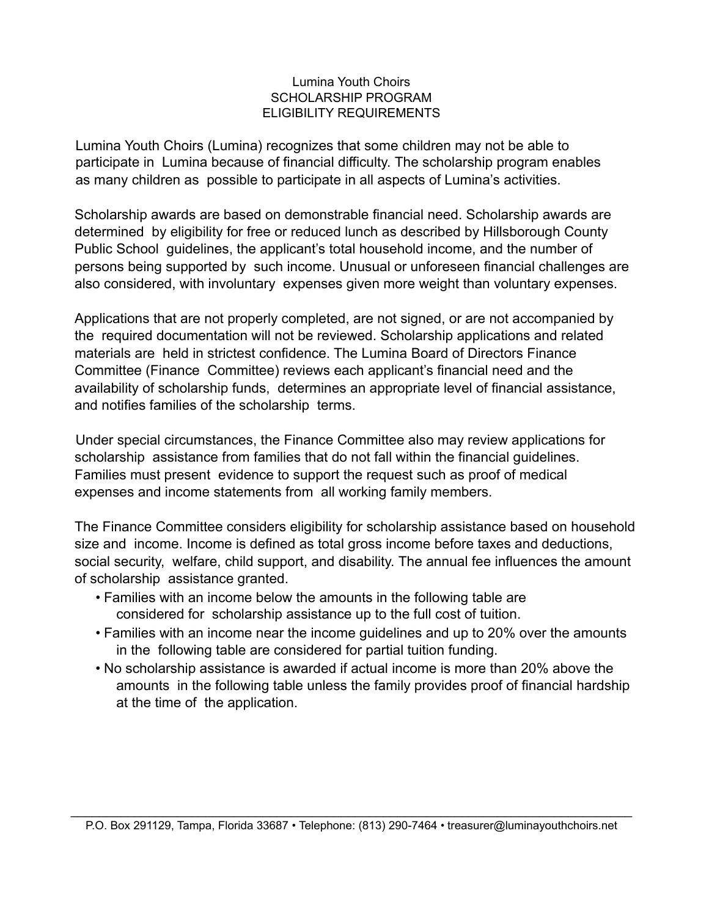# Lumina Youth Choirs
## SCHOLARSHIP PROGRAM
## ELIGIBILITY REQUIREMENTS

Lumina Youth Choirs (Lumina) recognizes that some children may not be able to participate in Lumina because of financial difficulty. The scholarship program enables as many children as possible to participate in all aspects of Lumina's activities.

Scholarship awards are based on demonstrable financial need. Scholarship awards are determined by eligibility for free or reduced lunch as described by Hillsborough County Public School guidelines, the applicant's total household income, and the number of persons being supported by such income. Unusual or unforeseen financial challenges are also considered, with involuntary expenses given more weight than voluntary expenses.

Applications that are not properly completed, are not signed, or are not accompanied by the required documentation will not be reviewed. Scholarship applications and related materials are held in strictest confidence. The Lumina Board of Directors Finance Committee (Finance Committee) reviews each applicant's financial need and the availability of scholarship funds, determines an appropriate level of financial assistance, and notifies families of the scholarship terms.

Under special circumstances, the Finance Committee also may review applications for scholarship assistance from families that do not fall within the financial guidelines. Families must present evidence to support the request such as proof of medical expenses and income statements from all working family members.

The Finance Committee considers eligibility for scholarship assistance based on household size and income. Income is defined as total gross income before taxes and deductions, social security, welfare, child support, and disability. The annual fee influences the amount of scholarship assistance granted.

- Families with an income below the amounts in the following table are considered for scholarship assistance up to the full cost of tuition.
- Families with an income near the income guidelines and up to 20% over the amounts in the following table are considered for partial tuition funding.
- No scholarship assistance is awarded if actual income is more than 20% above the amounts in the following table unless the family provides proof of financial hardship at the time of the application.

P.O. Box 291129, Tampa, Florida 33687 • Telephone: (813) 290-7464 • treasurer@luminayouthchoirs.net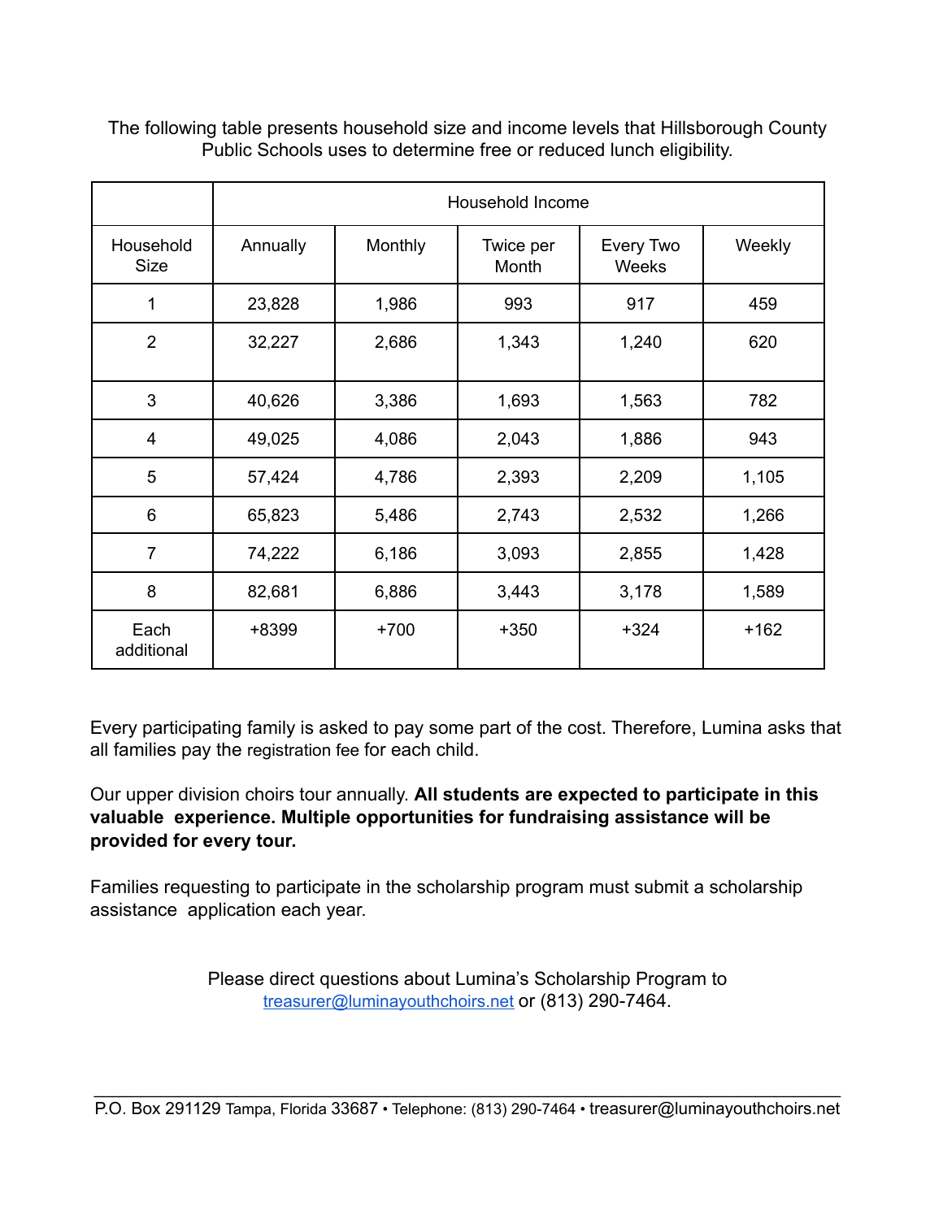The following table presents household size and income levels that Hillsborough County Public Schools uses to determine free or reduced lunch eligibility.

| | Household Income | | | | |
|---|---|---|---|---|---|
| Household Size | Annually | Monthly | Twice per Month | Every Two Weeks | Weekly |
| 1 | 23,828 | 1,986 | 993 | 917 | 459 |
| 2 | 32,227 | 2,686 | 1,343 | 1,240 | 620 |
| 3 | 40,626 | 3,386 | 1,693 | 1,563 | 782 |
| 4 | 49,025 | 4,086 | 2,043 | 1,886 | 943 |
| 5 | 57,424 | 4,786 | 2,393 | 2,209 | 1,105 |
| 6 | 65,823 | 5,486 | 2,743 | 2,532 | 1,266 |
| 7 | 74,222 | 6,186 | 3,093 | 2,855 | 1,428 |
| 8 | 82,681 | 6,886 | 3,443 | 3,178 | 1,589 |
| Each additional | +8399 | +700 | +350 | +324 | +162 |

Every participating family is asked to pay some part of the cost. Therefore, Lumina asks that all families pay the registration fee for each child.

Our upper division choirs tour annually. **All students are expected to participate in this valuable experience. Multiple opportunities for fundraising assistance will be provided for every tour.**

Families requesting to participate in the scholarship program must submit a scholarship assistance application each year.

Please direct questions about Lumina's Scholarship Program to treasurer@luminayouthchoirs.net or (813) 290-7464.

P.O. Box 291129 Tampa, Florida 33687 • Telephone: (813) 290-7464 • treasurer@luminayouthchoirs.net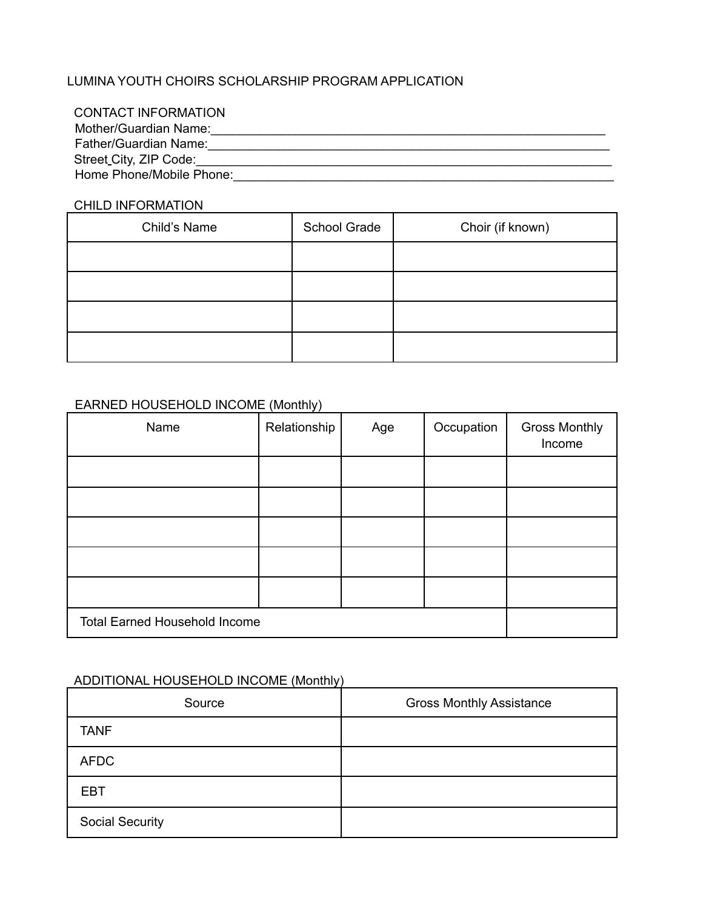# LUMINA YOUTH CHOIRS SCHOLARSHIP PROGRAM APPLICATION

## CONTACT INFORMATION

Mother/Guardian Name:___________________________________________________________

Father/Guardian Name:___________________________________________________________

Street City, ZIP Code:___________________________________________________________

Home Phone/Mobile Phone:_______________________________________________________

## CHILD INFORMATION

| Child's Name | School Grade | Choir (if known) |
| --- | --- | --- |
| | | |
| | | |
| | | |
| | | |

## EARNED HOUSEHOLD INCOME (Monthly)

| Name | Relationship | Age | Occupation | Gross Monthly Income |
| --- | --- | --- | --- | --- |
| | | | | |
| | | | | |
| | | | | |
| | | | | |
| | | | | |
| Total Earned Household Income | | | | |

## ADDITIONAL HOUSEHOLD INCOME (Monthly)

| Source | Gross Monthly Assistance |
| --- | --- |
| TANF | |
| AFDC | |
| EBT | |
| Social Security | |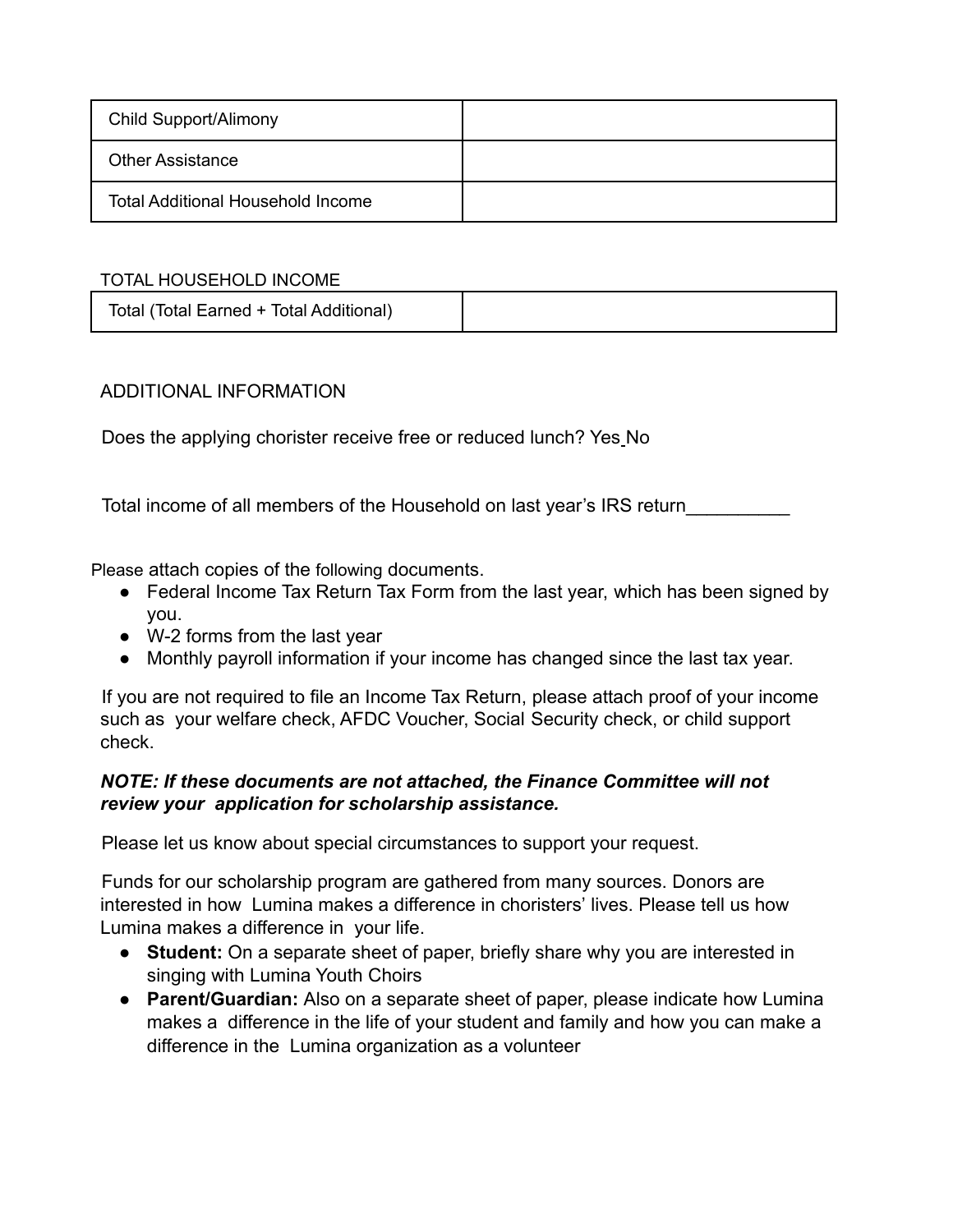| Child Support/Alimony | |
|---|---|
| Other Assistance | |
| Total Additional Household Income | |

TOTAL HOUSEHOLD INCOME

| Total (Total Earned + Total Additional) | |
|---|---|

ADDITIONAL INFORMATION

Does the applying chorister receive free or reduced lunch? Yes No

Total income of all members of the Household on last year's IRS return__________

Please attach copies of the following documents.

- Federal Income Tax Return Tax Form from the last year, which has been signed by you.
- W-2 forms from the last year
- Monthly payroll information if your income has changed since the last tax year.

If you are not required to file an Income Tax Return, please attach proof of your income such as your welfare check, AFDC Voucher, Social Security check, or child support check.

***NOTE: If these documents are not attached, the Finance Committee will not review your application for scholarship assistance.***

Please let us know about special circumstances to support your request.

Funds for our scholarship program are gathered from many sources. Donors are interested in how Lumina makes a difference in choristers' lives. Please tell us how Lumina makes a difference in your life.

- **Student:** On a separate sheet of paper, briefly share why you are interested in singing with Lumina Youth Choirs
- **Parent/Guardian:** Also on a separate sheet of paper, please indicate how Lumina makes a difference in the life of your student and family and how you can make a difference in the Lumina organization as a volunteer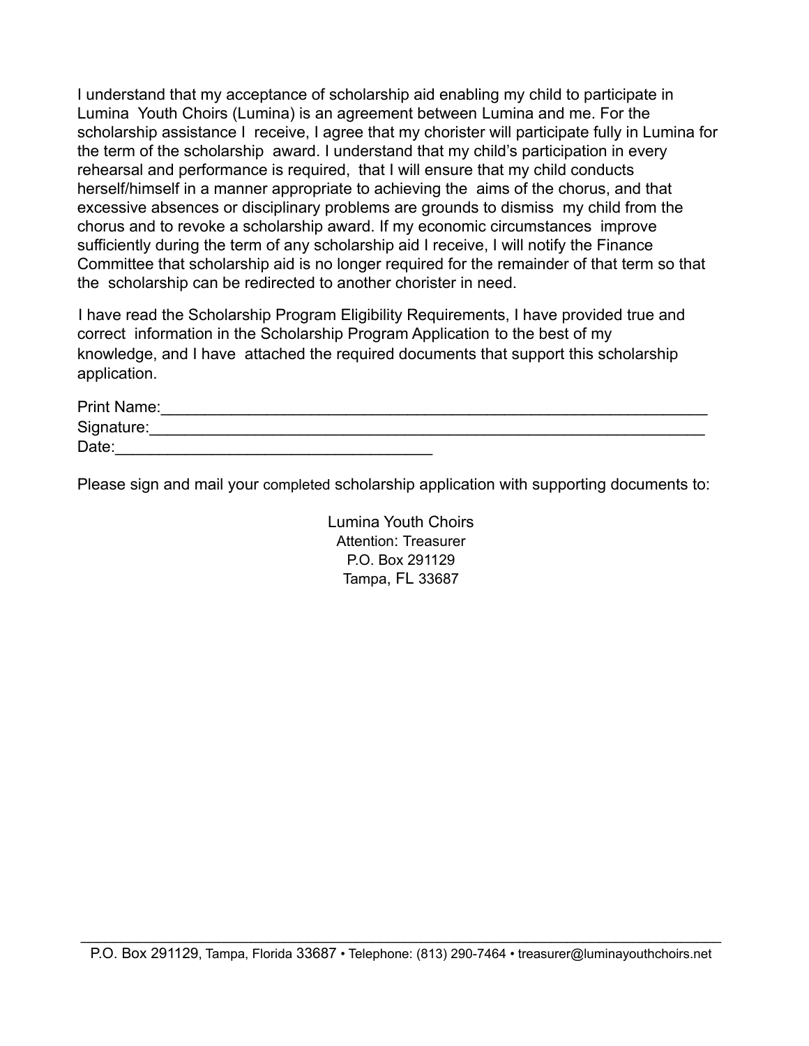I understand that my acceptance of scholarship aid enabling my child to participate in Lumina Youth Choirs (Lumina) is an agreement between Lumina and me. For the scholarship assistance I receive, I agree that my chorister will participate fully in Lumina for the term of the scholarship award. I understand that my child's participation in every rehearsal and performance is required, that I will ensure that my child conducts herself/himself in a manner appropriate to achieving the aims of the chorus, and that excessive absences or disciplinary problems are grounds to dismiss my child from the chorus and to revoke a scholarship award. If my economic circumstances improve sufficiently during the term of any scholarship aid I receive, I will notify the Finance Committee that scholarship aid is no longer required for the remainder of that term so that the scholarship can be redirected to another chorister in need.

I have read the Scholarship Program Eligibility Requirements, I have provided true and correct information in the Scholarship Program Application to the best of my knowledge, and I have attached the required documents that support this scholarship application.

Print Name:_______________________________________________________________

Signature:_________________________________________________________________

Date:____________________________________

Please sign and mail your completed scholarship application with supporting documents to:

Lumina Youth Choirs
Attention: Treasurer
P.O. Box 291129
Tampa, FL 33687

P.O. Box 291129, Tampa, Florida 33687 • Telephone: (813) 290-7464 • treasurer@luminayouthchoirs.net